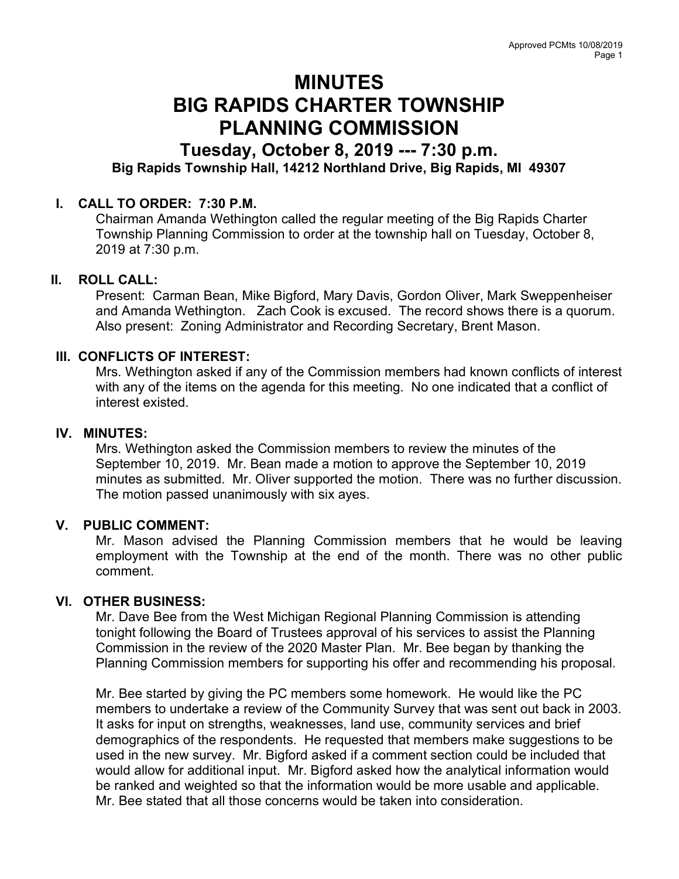# MINUTES
# BIG RAPIDS CHARTER TOWNSHIP
# PLANNING COMMISSION

## Tuesday, October 8, 2019 --- 7:30 p.m.

**Big Rapids Township Hall, 14212 Northland Drive, Big Rapids, MI 49307**

### I. CALL TO ORDER: 7:30 P.M.

Chairman Amanda Wethington called the regular meeting of the Big Rapids Charter Township Planning Commission to order at the township hall on Tuesday, October 8, 2019 at 7:30 p.m.

### II. ROLL CALL:

Present: Carman Bean, Mike Bigford, Mary Davis, Gordon Oliver, Mark Sweppenheiser and Amanda Wethington. Zach Cook is excused. The record shows there is a quorum. Also present: Zoning Administrator and Recording Secretary, Brent Mason.

### III. CONFLICTS OF INTEREST:

Mrs. Wethington asked if any of the Commission members had known conflicts of interest with any of the items on the agenda for this meeting. No one indicated that a conflict of interest existed.

### IV. MINUTES:

Mrs. Wethington asked the Commission members to review the minutes of the September 10, 2019. Mr. Bean made a motion to approve the September 10, 2019 minutes as submitted. Mr. Oliver supported the motion. There was no further discussion. The motion passed unanimously with six ayes.

### V. PUBLIC COMMENT:

Mr. Mason advised the Planning Commission members that he would be leaving employment with the Township at the end of the month. There was no other public comment.

### VI. OTHER BUSINESS:

Mr. Dave Bee from the West Michigan Regional Planning Commission is attending tonight following the Board of Trustees approval of his services to assist the Planning Commission in the review of the 2020 Master Plan. Mr. Bee began by thanking the Planning Commission members for supporting his offer and recommending his proposal.

Mr. Bee started by giving the PC members some homework. He would like the PC members to undertake a review of the Community Survey that was sent out back in 2003. It asks for input on strengths, weaknesses, land use, community services and brief demographics of the respondents. He requested that members make suggestions to be used in the new survey. Mr. Bigford asked if a comment section could be included that would allow for additional input. Mr. Bigford asked how the analytical information would be ranked and weighted so that the information would be more usable and applicable. Mr. Bee stated that all those concerns would be taken into consideration.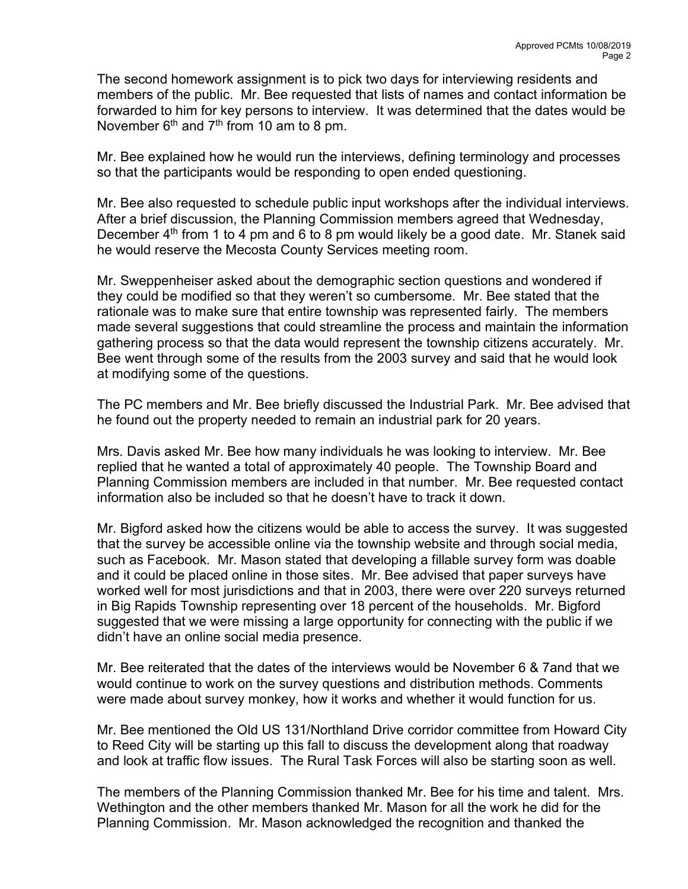The second homework assignment is to pick two days for interviewing residents and members of the public. Mr. Bee requested that lists of names and contact information be forwarded to him for key persons to interview. It was determined that the dates would be November 6th and 7th from 10 am to 8 pm.

Mr. Bee explained how he would run the interviews, defining terminology and processes so that the participants would be responding to open ended questioning.

Mr. Bee also requested to schedule public input workshops after the individual interviews. After a brief discussion, the Planning Commission members agreed that Wednesday, December 4th from 1 to 4 pm and 6 to 8 pm would likely be a good date. Mr. Stanek said he would reserve the Mecosta County Services meeting room.

Mr. Sweppenheiser asked about the demographic section questions and wondered if they could be modified so that they weren't so cumbersome. Mr. Bee stated that the rationale was to make sure that entire township was represented fairly. The members made several suggestions that could streamline the process and maintain the information gathering process so that the data would represent the township citizens accurately. Mr. Bee went through some of the results from the 2003 survey and said that he would look at modifying some of the questions.

The PC members and Mr. Bee briefly discussed the Industrial Park. Mr. Bee advised that he found out the property needed to remain an industrial park for 20 years.

Mrs. Davis asked Mr. Bee how many individuals he was looking to interview. Mr. Bee replied that he wanted a total of approximately 40 people. The Township Board and Planning Commission members are included in that number. Mr. Bee requested contact information also be included so that he doesn't have to track it down.

Mr. Bigford asked how the citizens would be able to access the survey. It was suggested that the survey be accessible online via the township website and through social media, such as Facebook. Mr. Mason stated that developing a fillable survey form was doable and it could be placed online in those sites. Mr. Bee advised that paper surveys have worked well for most jurisdictions and that in 2003, there were over 220 surveys returned in Big Rapids Township representing over 18 percent of the households. Mr. Bigford suggested that we were missing a large opportunity for connecting with the public if we didn't have an online social media presence.

Mr. Bee reiterated that the dates of the interviews would be November 6 & 7and that we would continue to work on the survey questions and distribution methods. Comments were made about survey monkey, how it works and whether it would function for us.

Mr. Bee mentioned the Old US 131/Northland Drive corridor committee from Howard City to Reed City will be starting up this fall to discuss the development along that roadway and look at traffic flow issues. The Rural Task Forces will also be starting soon as well.

The members of the Planning Commission thanked Mr. Bee for his time and talent. Mrs. Wethington and the other members thanked Mr. Mason for all the work he did for the Planning Commission. Mr. Mason acknowledged the recognition and thanked the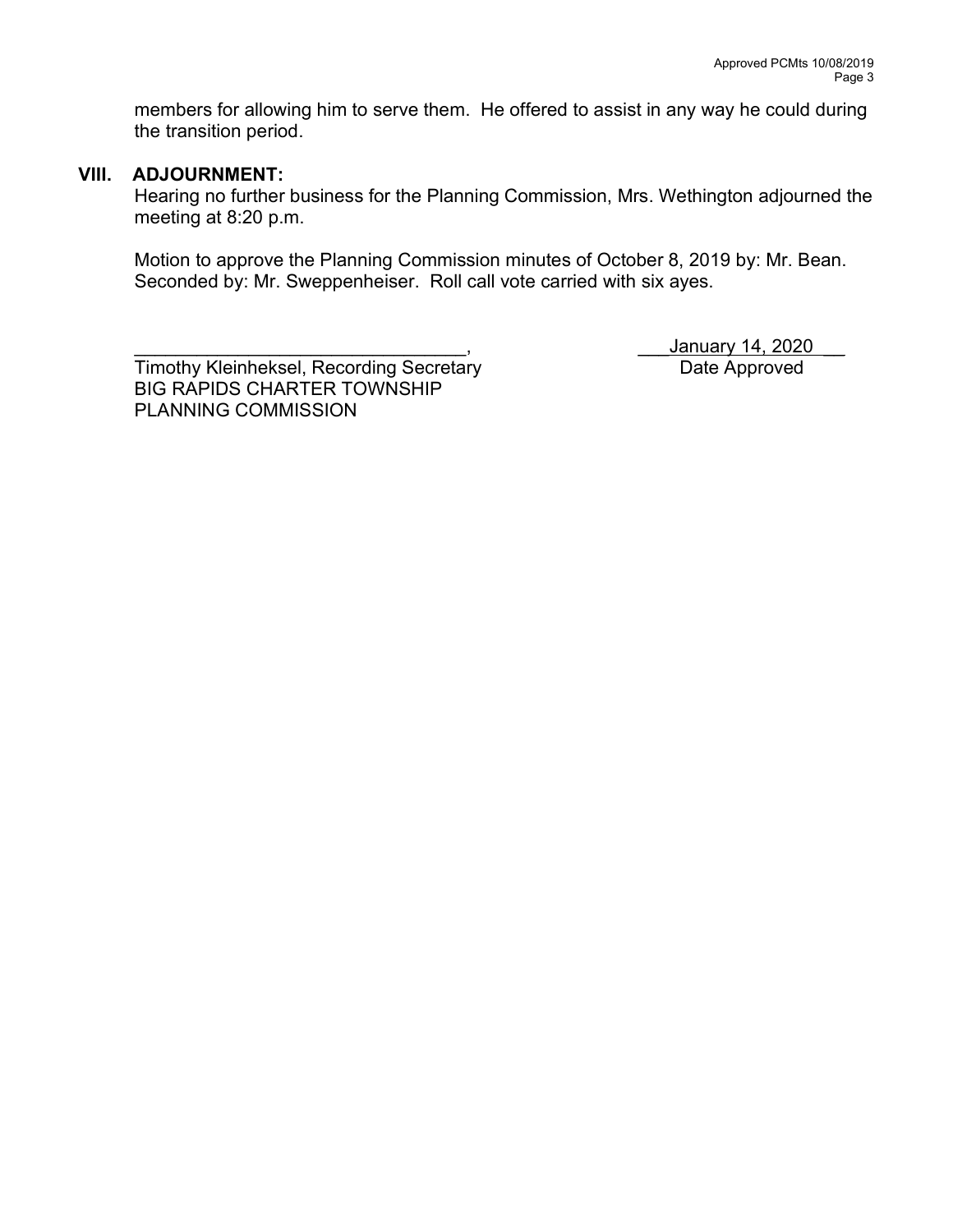members for allowing him to serve them. He offered to assist in any way he could during the transition period.

## VIII. ADJOURNMENT:

Hearing no further business for the Planning Commission, Mrs. Wethington adjourned the meeting at 8:20 p.m.

Motion to approve the Planning Commission minutes of October 8, 2019 by: Mr. Bean. Seconded by: Mr. Sweppenheiser. Roll call vote carried with six ayes.

________________________________, ___January 14, 2020__

Timothy Kleinheksel, Recording Secretary Date Approved

BIG RAPIDS CHARTER TOWNSHIP

PLANNING COMMISSION